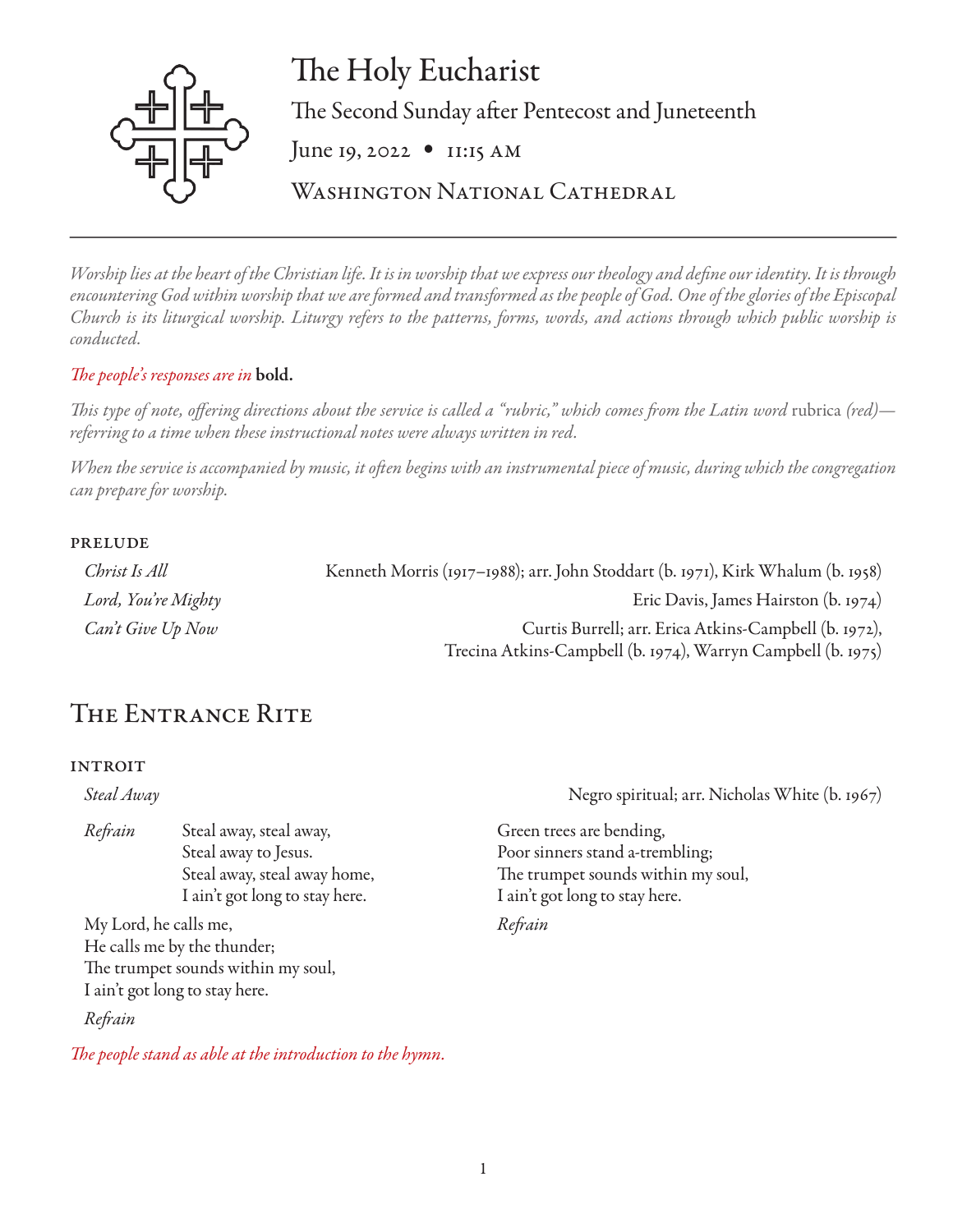# The Holy Eucharist

The Second Sunday after Pentecost and Juneteenth

June 19, 2022 • 11:15 AM

Washington National Cathedral

---

*Worship lies at the heart of the Christian life. It is in worship that we express our theology and define our identity. It is through encountering God within worship that we are formed and transformed as the people of God. One of the glories of the Episcopal Church is its liturgical worship. Liturgy refers to the patterns, forms, words, and actions through which public worship is conducted.*

*The people's responses are in* **bold.**

*This type of note, offering directions about the service is called a "rubric," which comes from the Latin word* rubrica *(red)—referring to a time when these instructional notes were always written in red.*

*When the service is accompanied by music, it often begins with an instrumental piece of music, during which the congregation can prepare for worship.*

### PRELUDE

*Christ Is All* — Kenneth Morris (1917–1988); arr. John Stoddart (b. 1971), Kirk Whalum (b. 1958)

*Lord, You're Mighty* — Eric Davis, James Hairston (b. 1974)

*Can't Give Up Now* — Curtis Burrell; arr. Erica Atkins-Campbell (b. 1972), Trecina Atkins-Campbell (b. 1974), Warryn Campbell (b. 1975)

## The Entrance Rite

### INTROIT

*Steal Away* — Negro spiritual; arr. Nicholas White (b. 1967)

*Refrain*
Steal away, steal away,
Steal away to Jesus.
Steal away, steal away home,
I ain't got long to stay here.

My Lord, he calls me,
He calls me by the thunder;
The trumpet sounds within my soul,
I ain't got long to stay here.

*Refrain*

Green trees are bending,
Poor sinners stand a-trembling;
The trumpet sounds within my soul,
I ain't got long to stay here.

*Refrain*

*The people stand as able at the introduction to the hymn.*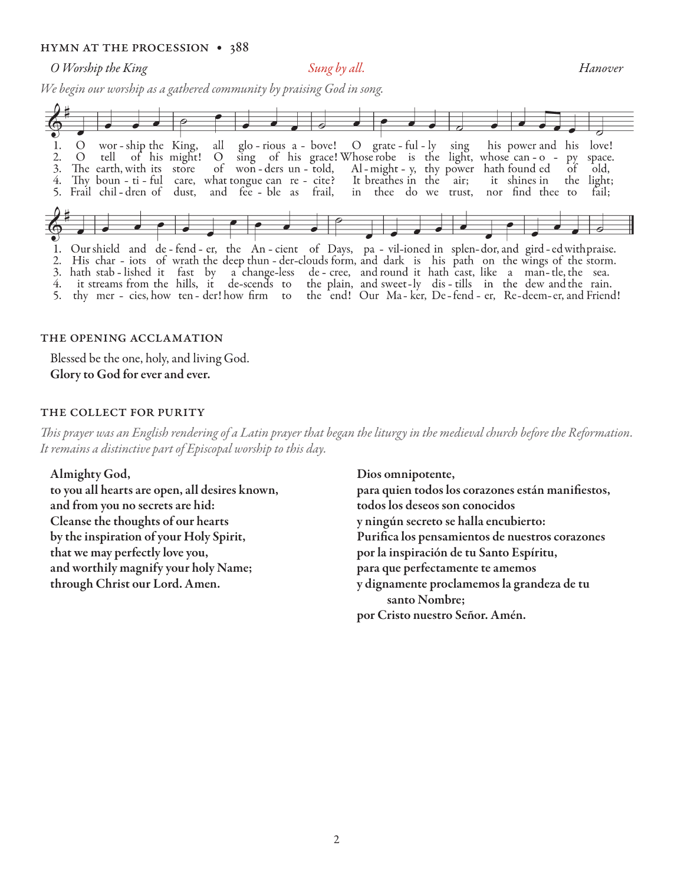## HYMN AT THE PROCESSION • 388

*O Worship the King* — *Sung by all.* — *Hanover*

*We begin our worship as a gathered community by praising God in song.*

1. O worship the King, all glorious above! O gratefully sing his power and his love! Our shield and defender, the Ancient of Days, pavilioned in splendor, and girded with praise.
2. O tell of his might! O sing of his grace! Whose robe is the light, whose canopy space. His chariots of wrath the deep thunder-clouds form, and dark is his path on the wings of the storm.
3. The earth, with its store of wonders untold, Almighty, thy power hath founded of old, hath stablished it fast by a changeless decree, and round it hath cast, like a mantle, the sea.
4. Thy bountiful care, what tongue can recite? It breathes in the air; it shines in the light; it streams from the hills, it descends to the plain, and sweetly distills in the dew and the rain.
5. Frail children of dust, and feeble as frail, in thee do we trust, nor find thee to fail; thy mercies, how tender! how firm to the end! Our Maker, Defender, Redeemer, and Friend!

## THE OPENING ACCLAMATION

Blessed be the one, holy, and living God.
**Glory to God for ever and ever.**

## THE COLLECT FOR PURITY

*This prayer was an English rendering of a Latin prayer that began the liturgy in the medieval church before the Reformation. It remains a distinctive part of Episcopal worship to this day.*

**Almighty God,**
**to you all hearts are open, all desires known,**
**and from you no secrets are hid:**
**Cleanse the thoughts of our hearts**
**by the inspiration of your Holy Spirit,**
**that we may perfectly love you,**
**and worthily magnify your holy Name;**
**through Christ our Lord. Amen.**

**Dios omnipotente,**
**para quien todos los corazones están manifiestos,**
**todos los deseos son conocidos**
**y ningún secreto se halla encubierto:**
**Purifica los pensamientos de nuestros corazones**
**por la inspiración de tu Santo Espíritu,**
**para que perfectamente te amemos**
**y dignamente proclamemos la grandeza de tu santo Nombre;**
**por Cristo nuestro Señor. Amén.**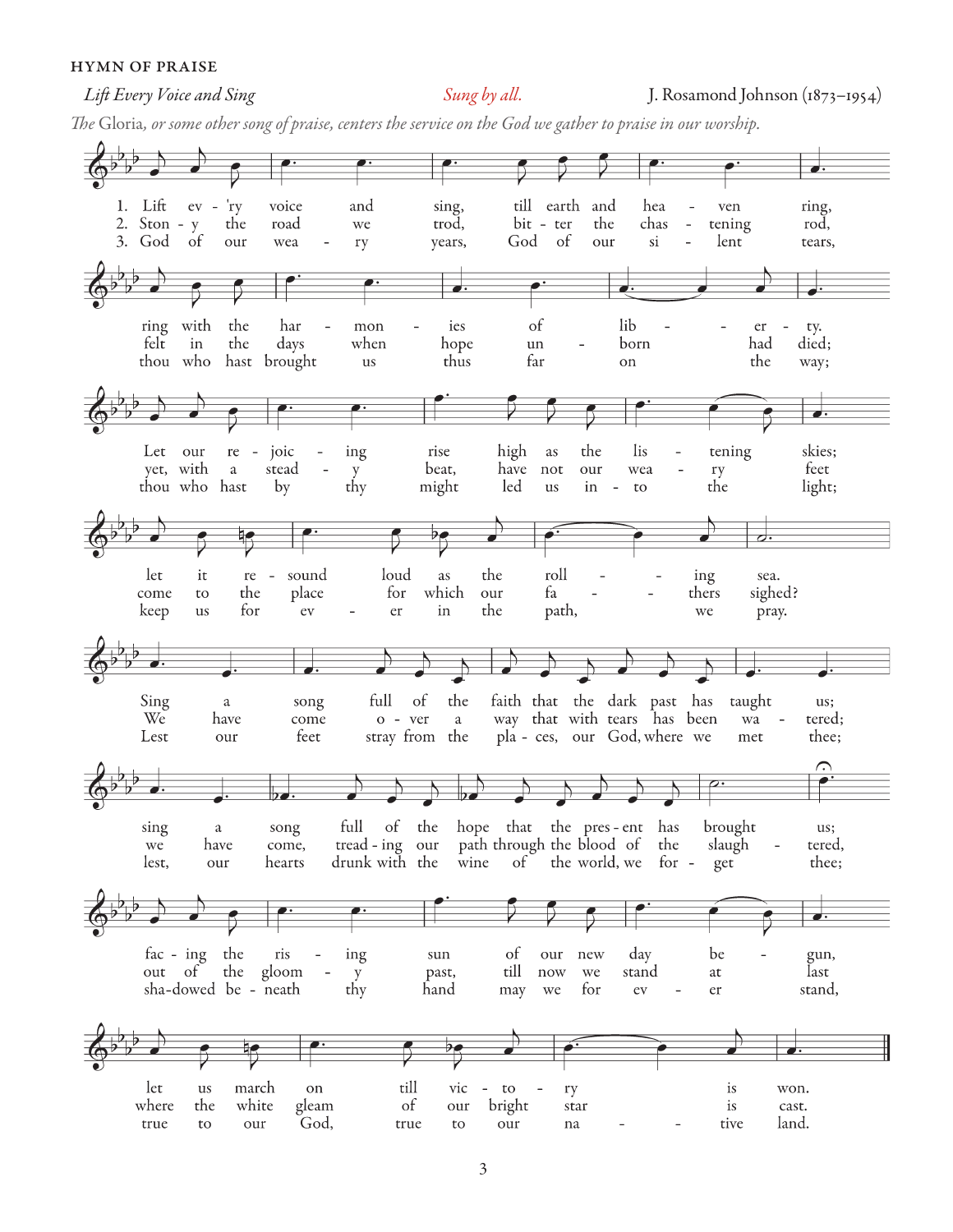HYMN OF PRAISE

*Lift Every Voice and Sing* — *Sung by all.* — J. Rosamond Johnson (1873–1954)

*The* Gloria*, or some other song of praise, centers the service on the God we gather to praise in our worship.*

1. Lift every voice and sing, till earth and heaven ring, ring with the harmonies of liberty. Let our rejoicing rise high as the listening skies; let it resound loud as the rolling sea. Sing a song full of the faith that the dark past has taught us; sing a song full of the hope that the present has brought us; facing the rising sun of our new day begun, let us march on till victory is won.

2. Stony the road we trod, bitter the chastening rod, felt in the days when hope unborn had died; yet, with a steady beat, have not our weary feet come to the place for which our fathers sighed? We have come over a way that with tears has been watered; we have come, treading our path through the blood of the slaughtered, out of the gloomy past, till now we stand at last where the white gleam of our bright star is cast.

3. God of our weary years, God of our silent tears, thou who hast brought us thus far on the way; thou who hast by thy might led us into the light; keep us for ever in the path, we pray. Lest our feet stray from the places, our God, where we met thee; lest, our hearts drunk with the wine of the world, we forget thee; shadowed beneath thy hand may we for ever stand, true to our God, true to our native land.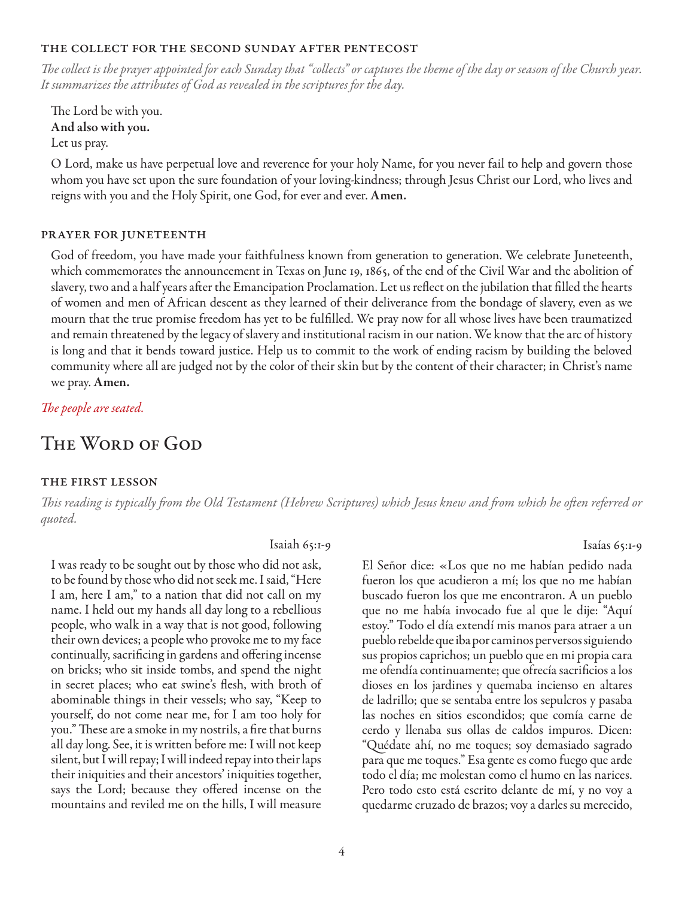### THE COLLECT FOR THE SECOND SUNDAY AFTER PENTECOST

*The collect is the prayer appointed for each Sunday that "collects" or captures the theme of the day or season of the Church year. It summarizes the attributes of God as revealed in the scriptures for the day.*

The Lord be with you.
**And also with you.**
Let us pray.

O Lord, make us have perpetual love and reverence for your holy Name, for you never fail to help and govern those whom you have set upon the sure foundation of your loving-kindness; through Jesus Christ our Lord, who lives and reigns with you and the Holy Spirit, one God, for ever and ever. **Amen.**

### PRAYER FOR JUNETEENTH

God of freedom, you have made your faithfulness known from generation to generation. We celebrate Juneteenth, which commemorates the announcement in Texas on June 19, 1865, of the end of the Civil War and the abolition of slavery, two and a half years after the Emancipation Proclamation. Let us reflect on the jubilation that filled the hearts of women and men of African descent as they learned of their deliverance from the bondage of slavery, even as we mourn that the true promise freedom has yet to be fulfilled. We pray now for all whose lives have been traumatized and remain threatened by the legacy of slavery and institutional racism in our nation. We know that the arc of history is long and that it bends toward justice. Help us to commit to the work of ending racism by building the beloved community where all are judged not by the color of their skin but by the content of their character; in Christ's name we pray. **Amen.**

*The people are seated.*

## The Word of God

### THE FIRST LESSON

*This reading is typically from the Old Testament (Hebrew Scriptures) which Jesus knew and from which he often referred or quoted.*

Isaiah 65:1-9

I was ready to be sought out by those who did not ask, to be found by those who did not seek me. I said, "Here I am, here I am," to a nation that did not call on my name. I held out my hands all day long to a rebellious people, who walk in a way that is not good, following their own devices; a people who provoke me to my face continually, sacrificing in gardens and offering incense on bricks; who sit inside tombs, and spend the night in secret places; who eat swine's flesh, with broth of abominable things in their vessels; who say, "Keep to yourself, do not come near me, for I am too holy for you." These are a smoke in my nostrils, a fire that burns all day long. See, it is written before me: I will not keep silent, but I will repay; I will indeed repay into their laps their iniquities and their ancestors' iniquities together, says the Lord; because they offered incense on the mountains and reviled me on the hills, I will measure

Isaías 65:1-9

El Señor dice: «Los que no me habían pedido nada fueron los que acudieron a mí; los que no me habían buscado fueron los que me encontraron. A un pueblo que no me había invocado fue al que le dije: "Aquí estoy." Todo el día extendí mis manos para atraer a un pueblo rebelde que iba por caminos perversos siguiendo sus propios caprichos; un pueblo que en mi propia cara me ofendía continuamente; que ofrecía sacrificios a los dioses en los jardines y quemaba incienso en altares de ladrillo; que se sentaba entre los sepulcros y pasaba las noches en sitios escondidos; que comía carne de cerdo y llenaba sus ollas de caldos impuros. Dicen: "Quédate ahí, no me toques; soy demasiado sagrado para que me toques." Esa gente es como fuego que arde todo el día; me molestan como el humo en las narices. Pero todo esto está escrito delante de mí, y no voy a quedarme cruzado de brazos; voy a darles su merecido,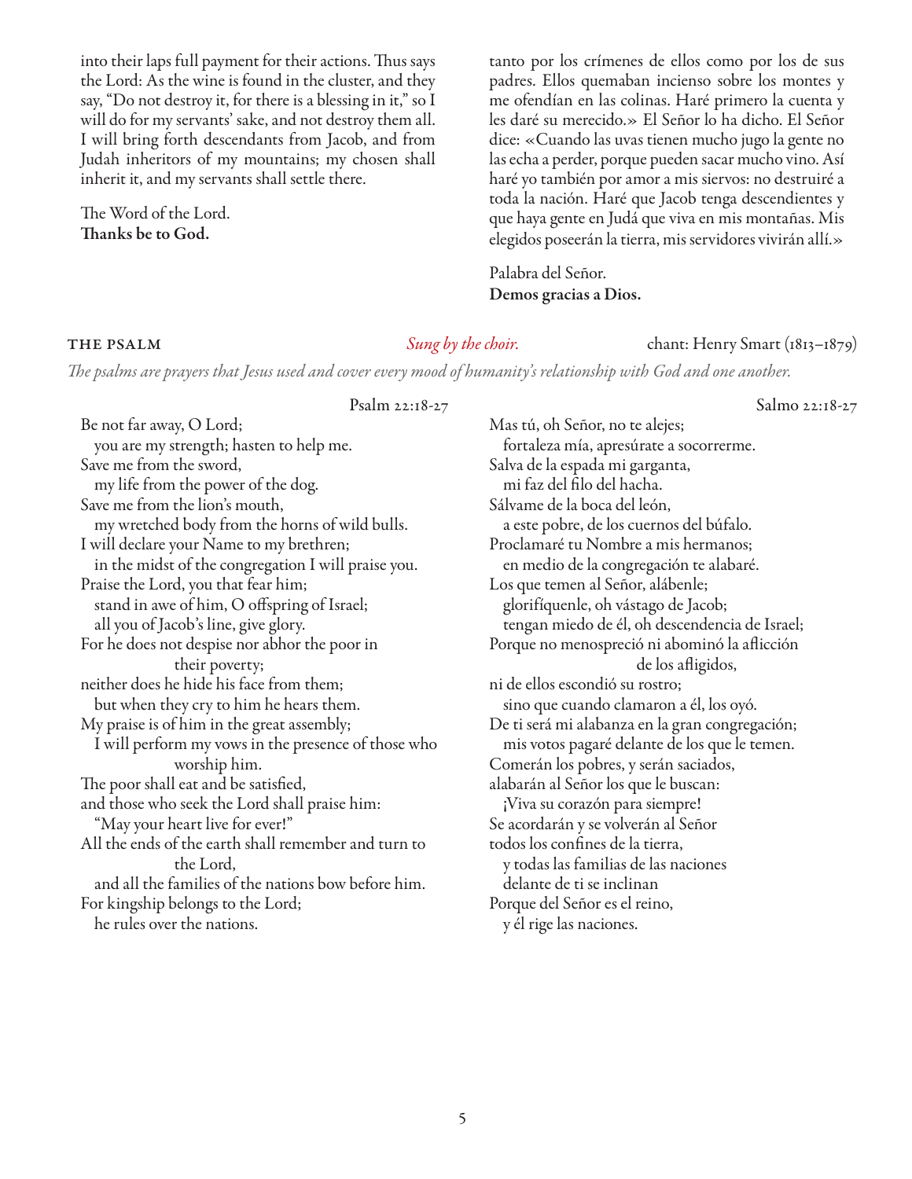into their laps full payment for their actions. Thus says the Lord: As the wine is found in the cluster, and they say, "Do not destroy it, for there is a blessing in it," so I will do for my servants' sake, and not destroy them all. I will bring forth descendants from Jacob, and from Judah inheritors of my mountains; my chosen shall inherit it, and my servants shall settle there.

The Word of the Lord.
**Thanks be to God.**

tanto por los crímenes de ellos como por los de sus padres. Ellos quemaban incienso sobre los montes y me ofendían en las colinas. Haré primero la cuenta y les daré su merecido.» El Señor lo ha dicho. El Señor dice: «Cuando las uvas tienen mucho jugo la gente no las echa a perder, porque pueden sacar mucho vino. Así haré yo también por amor a mis siervos: no destruiré a toda la nación. Haré que Jacob tenga descendientes y que haya gente en Judá que viva en mis montañas. Mis elegidos poseerán la tierra, mis servidores vivirán allí.»

Palabra del Señor.
**Demos gracias a Dios.**

## THE PSALM

*Sung by the choir.* chant: Henry Smart (1813–1879)

*The psalms are prayers that Jesus used and cover every mood of humanity's relationship with God and one another.*

Psalm 22:18-27

Be not far away, O Lord;
  you are my strength; hasten to help me.
Save me from the sword,
  my life from the power of the dog.
Save me from the lion's mouth,
  my wretched body from the horns of wild bulls.
I will declare your Name to my brethren;
  in the midst of the congregation I will praise you.
Praise the Lord, you that fear him;
  stand in awe of him, O offspring of Israel;
  all you of Jacob's line, give glory.
For he does not despise nor abhor the poor in their poverty;
neither does he hide his face from them;
  but when they cry to him he hears them.
My praise is of him in the great assembly;
  I will perform my vows in the presence of those who worship him.
The poor shall eat and be satisfied,
and those who seek the Lord shall praise him:
  "May your heart live for ever!"
All the ends of the earth shall remember and turn to the Lord,
  and all the families of the nations bow before him.
For kingship belongs to the Lord;
  he rules over the nations.

Salmo 22:18-27

Mas tú, oh Señor, no te alejes;
  fortaleza mía, apresúrate a socorrerme.
Salva de la espada mi garganta,
  mi faz del filo del hacha.
Sálvame de la boca del león,
  a este pobre, de los cuernos del búfalo.
Proclamaré tu Nombre a mis hermanos;
  en medio de la congregación te alabaré.
Los que temen al Señor, alábenle;
  glorifíquenle, oh vástago de Jacob;
  tengan miedo de él, oh descendencia de Israel;
Porque no menospreció ni abominó la aflicción de los afligidos,
ni de ellos escondió su rostro;
  sino que cuando clamaron a él, los oyó.
De ti será mi alabanza en la gran congregación;
  mis votos pagaré delante de los que le temen.
Comerán los pobres, y serán saciados,
alabarán al Señor los que le buscan:
  ¡Viva su corazón para siempre!
Se acordarán y se volverán al Señor
todos los confines de la tierra,
  y todas las familias de las naciones
  delante de ti se inclinan
Porque del Señor es el reino,
  y él rige las naciones.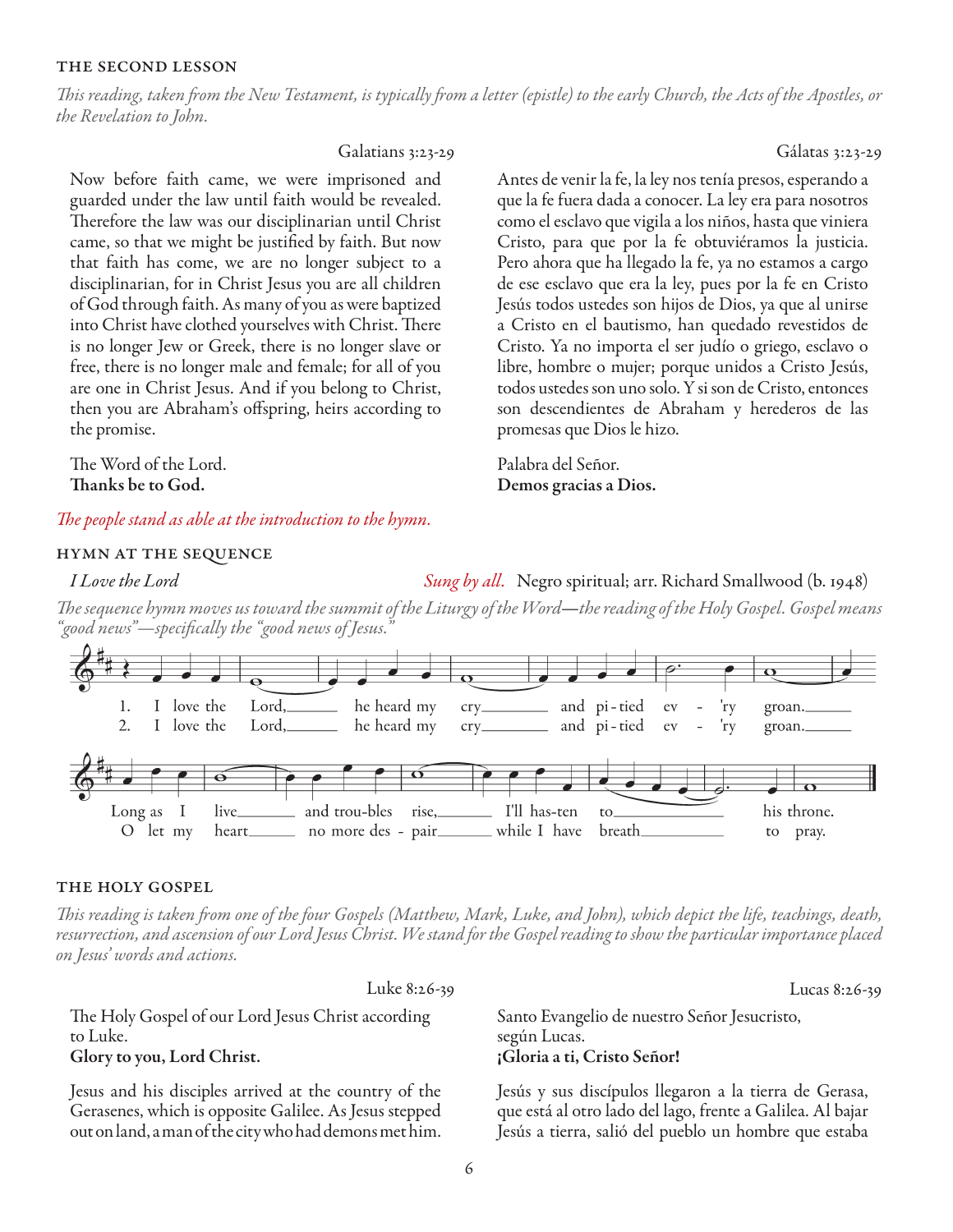## THE SECOND LESSON

*This reading, taken from the New Testament, is typically from a letter (epistle) to the early Church, the Acts of the Apostles, or the Revelation to John.*

Galatians 3:23-29

Now before faith came, we were imprisoned and guarded under the law until faith would be revealed. Therefore the law was our disciplinarian until Christ came, so that we might be justified by faith. But now that faith has come, we are no longer subject to a disciplinarian, for in Christ Jesus you are all children of God through faith. As many of you as were baptized into Christ have clothed yourselves with Christ. There is no longer Jew or Greek, there is no longer slave or free, there is no longer male and female; for all of you are one in Christ Jesus. And if you belong to Christ, then you are Abraham's offspring, heirs according to the promise.

The Word of the Lord.
**Thanks be to God.**

Gálatas 3:23-29

Antes de venir la fe, la ley nos tenía presos, esperando a que la fe fuera dada a conocer. La ley era para nosotros como el esclavo que vigila a los niños, hasta que viniera Cristo, para que por la fe obtuviéramos la justicia. Pero ahora que ha llegado la fe, ya no estamos a cargo de ese esclavo que era la ley, pues por la fe en Cristo Jesús todos ustedes son hijos de Dios, ya que al unirse a Cristo en el bautismo, han quedado revestidos de Cristo. Ya no importa el ser judío o griego, esclavo o libre, hombre o mujer; porque unidos a Cristo Jesús, todos ustedes son uno solo. Y si son de Cristo, entonces son descendientes de Abraham y herederos de las promesas que Dios le hizo.

Palabra del Señor.
**Demos gracias a Dios.**

*The people stand as able at the introduction to the hymn.*

## HYMN AT THE SEQUENCE

*I Love the Lord* — *Sung by all.* Negro spiritual; arr. Richard Smallwood (b. 1948)

*The sequence hymn moves us toward the summit of the Liturgy of the Word—the reading of the Holy Gospel. Gospel means "good news"—specifically the "good news of Jesus."*

1. I love the Lord, he heard my cry and pitied ev'ry groan. Long as I live and troubles rise, I'll hasten to his throne.
2. I love the Lord, he heard my cry and pitied ev'ry groan. O let my heart no more despair while I have breath to pray.

## THE HOLY GOSPEL

*This reading is taken from one of the four Gospels (Matthew, Mark, Luke, and John), which depict the life, teachings, death, resurrection, and ascension of our Lord Jesus Christ. We stand for the Gospel reading to show the particular importance placed on Jesus' words and actions.*

Luke 8:26-39

The Holy Gospel of our Lord Jesus Christ according to Luke.
**Glory to you, Lord Christ.**

Jesus and his disciples arrived at the country of the Gerasenes, which is opposite Galilee. As Jesus stepped out on land, a man of the city who had demons met him.

Lucas 8:26-39

Santo Evangelio de nuestro Señor Jesucristo, según Lucas.
**¡Gloria a ti, Cristo Señor!**

Jesús y sus discípulos llegaron a la tierra de Gerasa, que está al otro lado del lago, frente a Galilea. Al bajar Jesús a tierra, salió del pueblo un hombre que estaba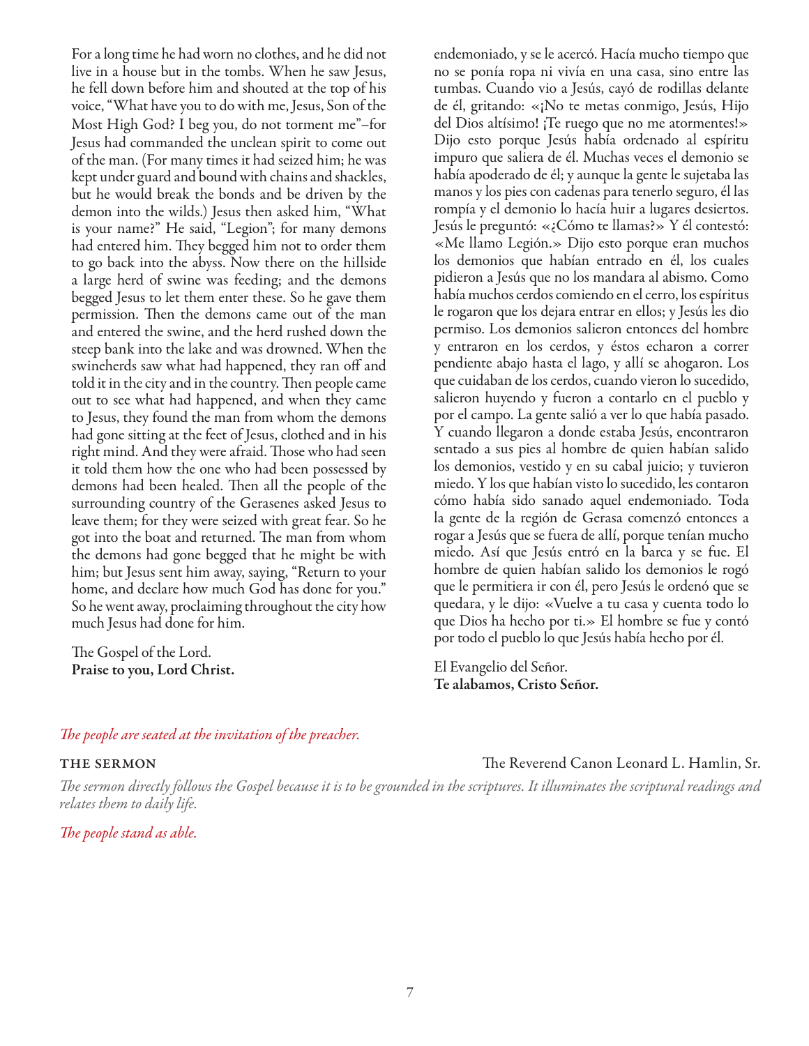For a long time he had worn no clothes, and he did not live in a house but in the tombs. When he saw Jesus, he fell down before him and shouted at the top of his voice, "What have you to do with me, Jesus, Son of the Most High God? I beg you, do not torment me"–for Jesus had commanded the unclean spirit to come out of the man. (For many times it had seized him; he was kept under guard and bound with chains and shackles, but he would break the bonds and be driven by the demon into the wilds.) Jesus then asked him, "What is your name?" He said, "Legion"; for many demons had entered him. They begged him not to order them to go back into the abyss. Now there on the hillside a large herd of swine was feeding; and the demons begged Jesus to let them enter these. So he gave them permission. Then the demons came out of the man and entered the swine, and the herd rushed down the steep bank into the lake and was drowned. When the swineherds saw what had happened, they ran off and told it in the city and in the country. Then people came out to see what had happened, and when they came to Jesus, they found the man from whom the demons had gone sitting at the feet of Jesus, clothed and in his right mind. And they were afraid. Those who had seen it told them how the one who had been possessed by demons had been healed. Then all the people of the surrounding country of the Gerasenes asked Jesus to leave them; for they were seized with great fear. So he got into the boat and returned. The man from whom the demons had gone begged that he might be with him; but Jesus sent him away, saying, "Return to your home, and declare how much God has done for you." So he went away, proclaiming throughout the city how much Jesus had done for him.

The Gospel of the Lord.
**Praise to you, Lord Christ.**

endemoniado, y se le acercó. Hacía mucho tiempo que no se ponía ropa ni vivía en una casa, sino entre las tumbas. Cuando vio a Jesús, cayó de rodillas delante de él, gritando: «¡No te metas conmigo, Jesús, Hijo del Dios altísimo! ¡Te ruego que no me atormentes!» Dijo esto porque Jesús había ordenado al espíritu impuro que saliera de él. Muchas veces el demonio se había apoderado de él; y aunque la gente le sujetaba las manos y los pies con cadenas para tenerlo seguro, él las rompía y el demonio lo hacía huir a lugares desiertos. Jesús le preguntó: «¿Cómo te llamas?» Y él contestó: «Me llamo Legión.» Dijo esto porque eran muchos los demonios que habían entrado en él, los cuales pidieron a Jesús que no los mandara al abismo. Como había muchos cerdos comiendo en el cerro, los espíritus le rogaron que los dejara entrar en ellos; y Jesús les dio permiso. Los demonios salieron entonces del hombre y entraron en los cerdos, y éstos echaron a correr pendiente abajo hasta el lago, y allí se ahogaron. Los que cuidaban de los cerdos, cuando vieron lo sucedido, salieron huyendo y fueron a contarlo en el pueblo y por el campo. La gente salió a ver lo que había pasado. Y cuando llegaron a donde estaba Jesús, encontraron sentado a sus pies al hombre de quien habían salido los demonios, vestido y en su cabal juicio; y tuvieron miedo. Y los que habían visto lo sucedido, les contaron cómo había sido sanado aquel endemoniado. Toda la gente de la región de Gerasa comenzó entonces a rogar a Jesús que se fuera de allí, porque tenían mucho miedo. Así que Jesús entró en la barca y se fue. El hombre de quien habían salido los demonios le rogó que le permitiera ir con él, pero Jesús le ordenó que se quedara, y le dijo: «Vuelve a tu casa y cuenta todo lo que Dios ha hecho por ti.» El hombre se fue y contó por todo el pueblo lo que Jesús había hecho por él.

El Evangelio del Señor.
**Te alabamos, Cristo Señor.**

*The people are seated at the invitation of the preacher.*

## THE SERMON

The Reverend Canon Leonard L. Hamlin, Sr.

*The sermon directly follows the Gospel because it is to be grounded in the scriptures. It illuminates the scriptural readings and relates them to daily life.*

*The people stand as able.*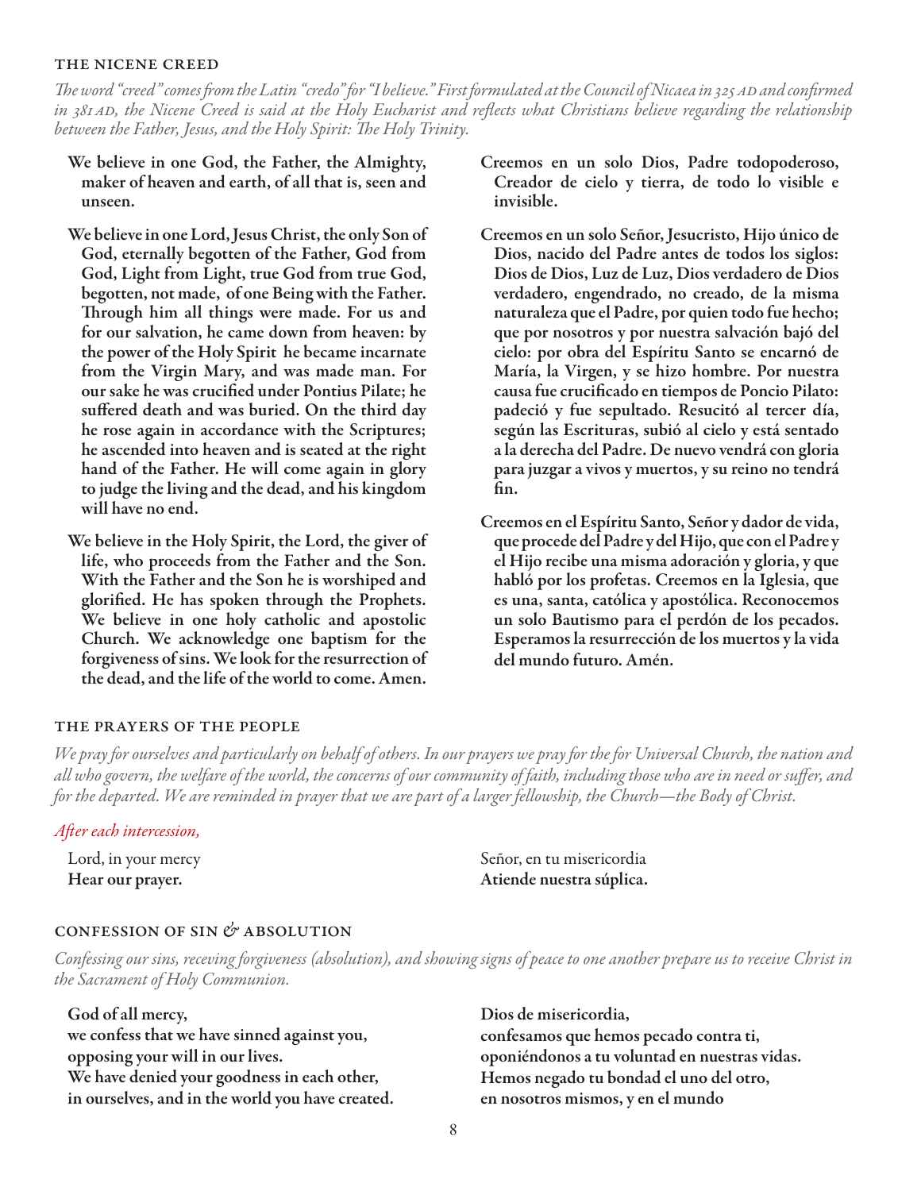## The Nicene Creed

*The word "creed" comes from the Latin "credo" for "I believe." First formulated at the Council of Nicaea in 325 AD and confirmed in 381 AD, the Nicene Creed is said at the Holy Eucharist and reflects what Christians believe regarding the relationship between the Father, Jesus, and the Holy Spirit: The Holy Trinity.*

**We believe in one God, the Father, the Almighty, maker of heaven and earth, of all that is, seen and unseen.**

**We believe in one Lord, Jesus Christ, the only Son of God, eternally begotten of the Father, God from God, Light from Light, true God from true God, begotten, not made, of one Being with the Father. Through him all things were made. For us and for our salvation, he came down from heaven: by the power of the Holy Spirit he became incarnate from the Virgin Mary, and was made man. For our sake he was crucified under Pontius Pilate; he suffered death and was buried. On the third day he rose again in accordance with the Scriptures; he ascended into heaven and is seated at the right hand of the Father. He will come again in glory to judge the living and the dead, and his kingdom will have no end.**

**We believe in the Holy Spirit, the Lord, the giver of life, who proceeds from the Father and the Son. With the Father and the Son he is worshiped and glorified. He has spoken through the Prophets. We believe in one holy catholic and apostolic Church. We acknowledge one baptism for the forgiveness of sins. We look for the resurrection of the dead, and the life of the world to come. Amen.**

**Creemos en un solo Dios, Padre todopoderoso, Creador de cielo y tierra, de todo lo visible e invisible.**

**Creemos en un solo Señor, Jesucristo, Hijo único de Dios, nacido del Padre antes de todos los siglos: Dios de Dios, Luz de Luz, Dios verdadero de Dios verdadero, engendrado, no creado, de la misma naturaleza que el Padre, por quien todo fue hecho; que por nosotros y por nuestra salvación bajó del cielo: por obra del Espíritu Santo se encarnó de María, la Virgen, y se hizo hombre. Por nuestra causa fue crucificado en tiempos de Poncio Pilato: padeció y fue sepultado. Resucitó al tercer día, según las Escrituras, subió al cielo y está sentado a la derecha del Padre. De nuevo vendrá con gloria para juzgar a vivos y muertos, y su reino no tendrá fin.**

**Creemos en el Espíritu Santo, Señor y dador de vida, que procede del Padre y del Hijo, que con el Padre y el Hijo recibe una misma adoración y gloria, y que habló por los profetas. Creemos en la Iglesia, que es una, santa, católica y apostólica. Reconocemos un solo Bautismo para el perdón de los pecados. Esperamos la resurrección de los muertos y la vida del mundo futuro. Amén.**

## The Prayers of the People

*We pray for ourselves and particularly on behalf of others. In our prayers we pray for the for Universal Church, the nation and all who govern, the welfare of the world, the concerns of our community of faith, including those who are in need or suffer, and for the departed. We are reminded in prayer that we are part of a larger fellowship, the Church—the Body of Christ.*

*After each intercession,*

Lord, in your mercy
**Hear our prayer.**

Señor, en tu misericordia
**Atiende nuestra súplica.**

## Confession of Sin & Absolution

*Confessing our sins, receving forgiveness (absolution), and showing signs of peace to one another prepare us to receive Christ in the Sacrament of Holy Communion.*

**God of all mercy,**
**we confess that we have sinned against you,**
**opposing your will in our lives.**
**We have denied your goodness in each other,**
**in ourselves, and in the world you have created.**

**Dios de misericordia,**
**confesamos que hemos pecado contra ti,**
**oponiéndonos a tu voluntad en nuestras vidas.**
**Hemos negado tu bondad el uno del otro,**
**en nosotros mismos, y en el mundo**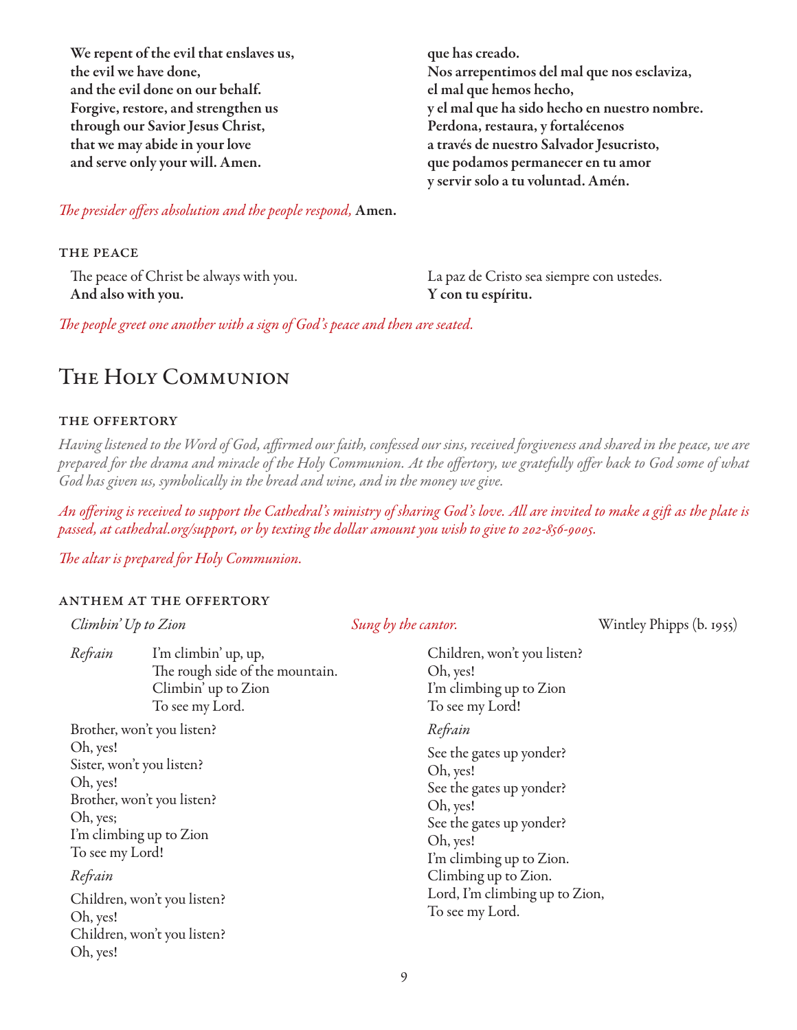**We repent of the evil that enslaves us,**
**the evil we have done,**
**and the evil done on our behalf.**
**Forgive, restore, and strengthen us**
**through our Savior Jesus Christ,**
**that we may abide in your love**
**and serve only your will. Amen.**

**que has creado.**
**Nos arrepentimos del mal que nos esclaviza,**
**el mal que hemos hecho,**
**y el mal que ha sido hecho en nuestro nombre.**
**Perdona, restaura, y fortalécenos**
**a través de nuestro Salvador Jesucristo,**
**que podamos permanecer en tu amor**
**y servir solo a tu voluntad. Amén.**

*The presider offers absolution and the people respond,* **Amen.**

### THE PEACE

The peace of Christ be always with you.
**And also with you.**

La paz de Cristo sea siempre con ustedes.
**Y con tu espíritu.**

*The people greet one another with a sign of God's peace and then are seated.*

## The Holy Communion

### THE OFFERTORY

*Having listened to the Word of God, affirmed our faith, confessed our sins, received forgiveness and shared in the peace, we are prepared for the drama and miracle of the Holy Communion. At the offertory, we gratefully offer back to God some of what God has given us, symbolically in the bread and wine, and in the money we give.*

*An offering is received to support the Cathedral's ministry of sharing God's love. All are invited to make a gift as the plate is passed, at cathedral.org/support, or by texting the dollar amount you wish to give to 202-856-9005.*

*The altar is prepared for Holy Communion.*

### ANTHEM AT THE OFFERTORY

*Climbin' Up to Zion* — *Sung by the cantor.* — Wintley Phipps (b. 1955)

*Refrain*
I'm climbin' up, up,
The rough side of the mountain.
Climbin' up to Zion
To see my Lord.

Brother, won't you listen?
Oh, yes!
Sister, won't you listen?
Oh, yes!
Brother, won't you listen?
Oh, yes;
I'm climbing up to Zion
To see my Lord!

*Refrain*

Children, won't you listen?
Oh, yes!
Children, won't you listen?
Oh, yes!
Children, won't you listen?
Oh, yes!
I'm climbing up to Zion
To see my Lord!

*Refrain*

See the gates up yonder?
Oh, yes!
See the gates up yonder?
Oh, yes!
See the gates up yonder?
Oh, yes!
I'm climbing up to Zion.
Climbing up to Zion.
Lord, I'm climbing up to Zion,
To see my Lord.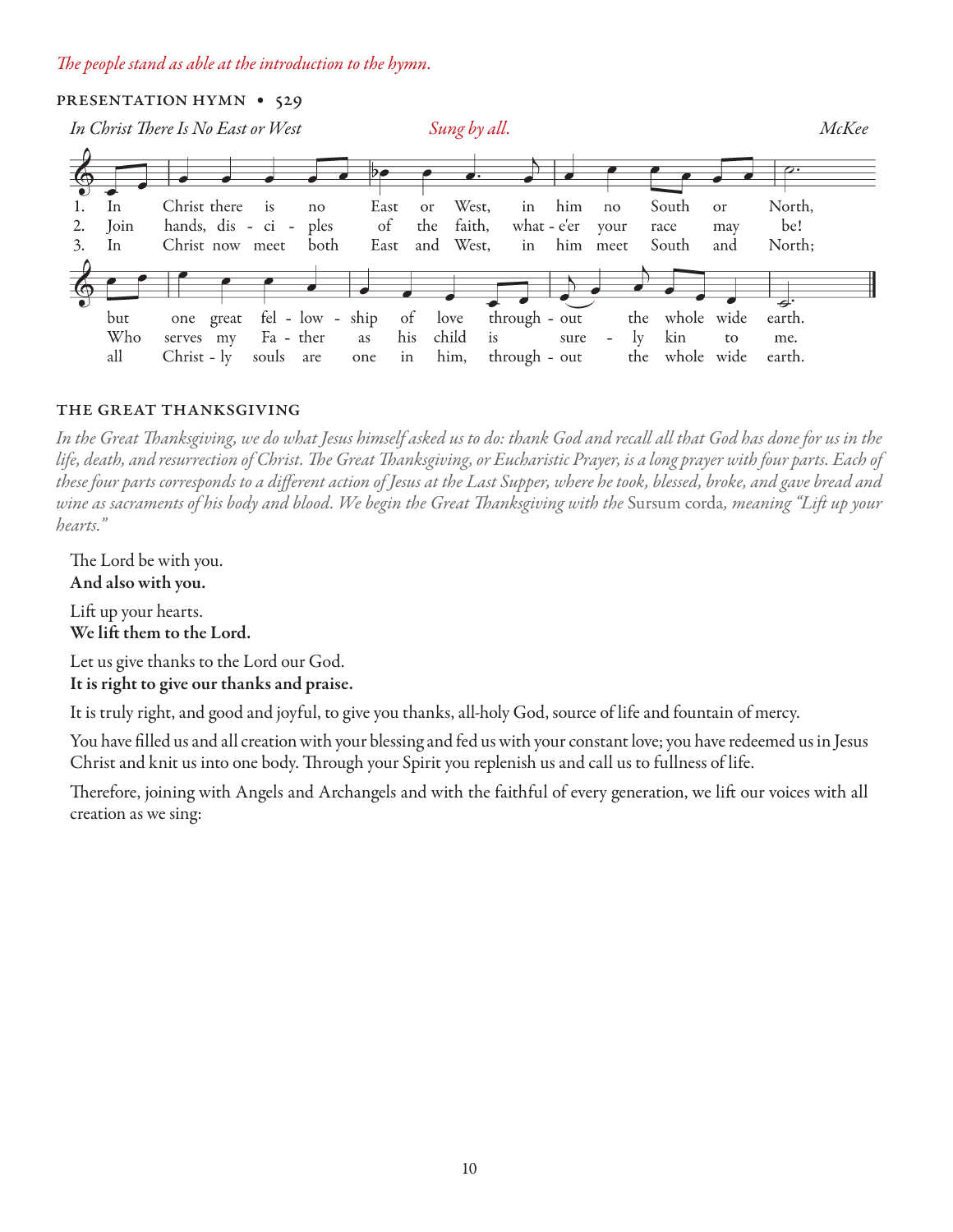*The people stand as able at the introduction to the hymn.*

### PRESENTATION HYMN • 529

*In Christ There Is No East or West* *Sung by all.* McKee

1. In Christ there is no East or West, in him no South or North, but one great fellowship of love throughout the whole wide earth.
2. Join hands, disciples of the faith, what-e'er your race may be! Who serves my Father as his child is surely kin to me.
3. In Christ now meet both East and West, in him meet South and North; all Christly souls are one in him, throughout the whole wide earth.

### THE GREAT THANKSGIVING

*In the Great Thanksgiving, we do what Jesus himself asked us to do: thank God and recall all that God has done for us in the life, death, and resurrection of Christ. The Great Thanksgiving, or Eucharistic Prayer, is a long prayer with four parts. Each of these four parts corresponds to a different action of Jesus at the Last Supper, where he took, blessed, broke, and gave bread and wine as sacraments of his body and blood. We begin the Great Thanksgiving with the* Sursum corda*, meaning "Lift up your hearts."*

The Lord be with you.
**And also with you.**

Lift up your hearts.
**We lift them to the Lord.**

Let us give thanks to the Lord our God.
**It is right to give our thanks and praise.**

It is truly right, and good and joyful, to give you thanks, all-holy God, source of life and fountain of mercy.

You have filled us and all creation with your blessing and fed us with your constant love; you have redeemed us in Jesus Christ and knit us into one body. Through your Spirit you replenish us and call us to fullness of life.

Therefore, joining with Angels and Archangels and with the faithful of every generation, we lift our voices with all creation as we sing: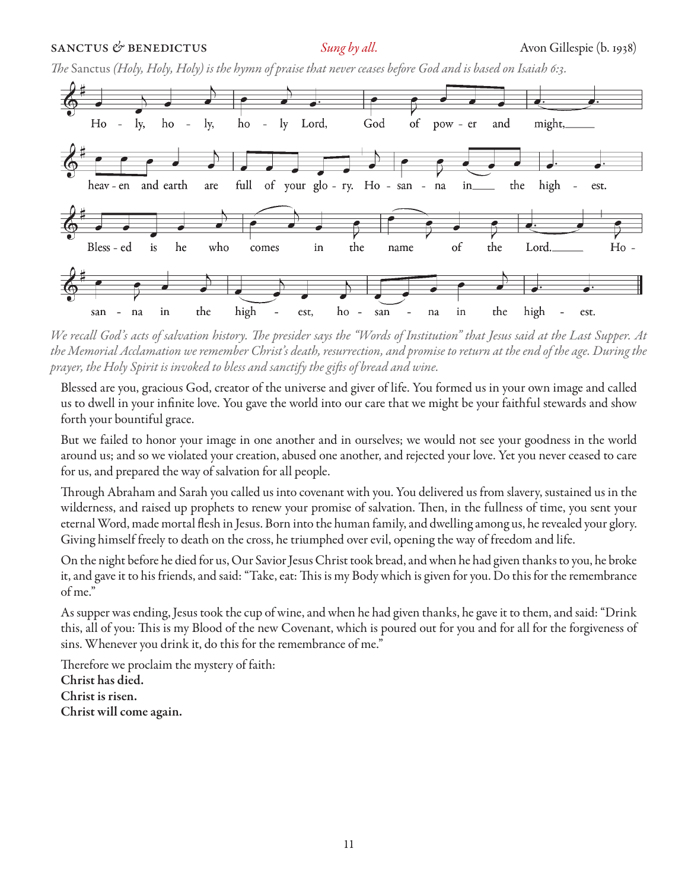**SANCTUS & BENEDICTUS** *Sung by all.* Avon Gillespie (b. 1938)

*The* Sanctus *(Holy, Holy, Holy) is the hymn of praise that never ceases before God and is based on Isaiah 6:3.*

Holy, holy, holy Lord, God of power and might, heaven and earth are full of your glory. Hosanna in the highest.

Blessed is he who comes in the name of the Lord. Hosanna in the highest, hosanna in the highest.

*We recall God's acts of salvation history. The presider says the "Words of Institution" that Jesus said at the Last Supper. At the Memorial Acclamation we remember Christ's death, resurrection, and promise to return at the end of the age. During the prayer, the Holy Spirit is invoked to bless and sanctify the gifts of bread and wine.*

Blessed are you, gracious God, creator of the universe and giver of life. You formed us in your own image and called us to dwell in your infinite love. You gave the world into our care that we might be your faithful stewards and show forth your bountiful grace.

But we failed to honor your image in one another and in ourselves; we would not see your goodness in the world around us; and so we violated your creation, abused one another, and rejected your love. Yet you never ceased to care for us, and prepared the way of salvation for all people.

Through Abraham and Sarah you called us into covenant with you. You delivered us from slavery, sustained us in the wilderness, and raised up prophets to renew your promise of salvation. Then, in the fullness of time, you sent your eternal Word, made mortal flesh in Jesus. Born into the human family, and dwelling among us, he revealed your glory. Giving himself freely to death on the cross, he triumphed over evil, opening the way of freedom and life.

On the night before he died for us, Our Savior Jesus Christ took bread, and when he had given thanks to you, he broke it, and gave it to his friends, and said: "Take, eat: This is my Body which is given for you. Do this for the remembrance of me."

As supper was ending, Jesus took the cup of wine, and when he had given thanks, he gave it to them, and said: "Drink this, all of you: This is my Blood of the new Covenant, which is poured out for you and for all for the forgiveness of sins. Whenever you drink it, do this for the remembrance of me."

Therefore we proclaim the mystery of faith:
**Christ has died.**
**Christ is risen.**
**Christ will come again.**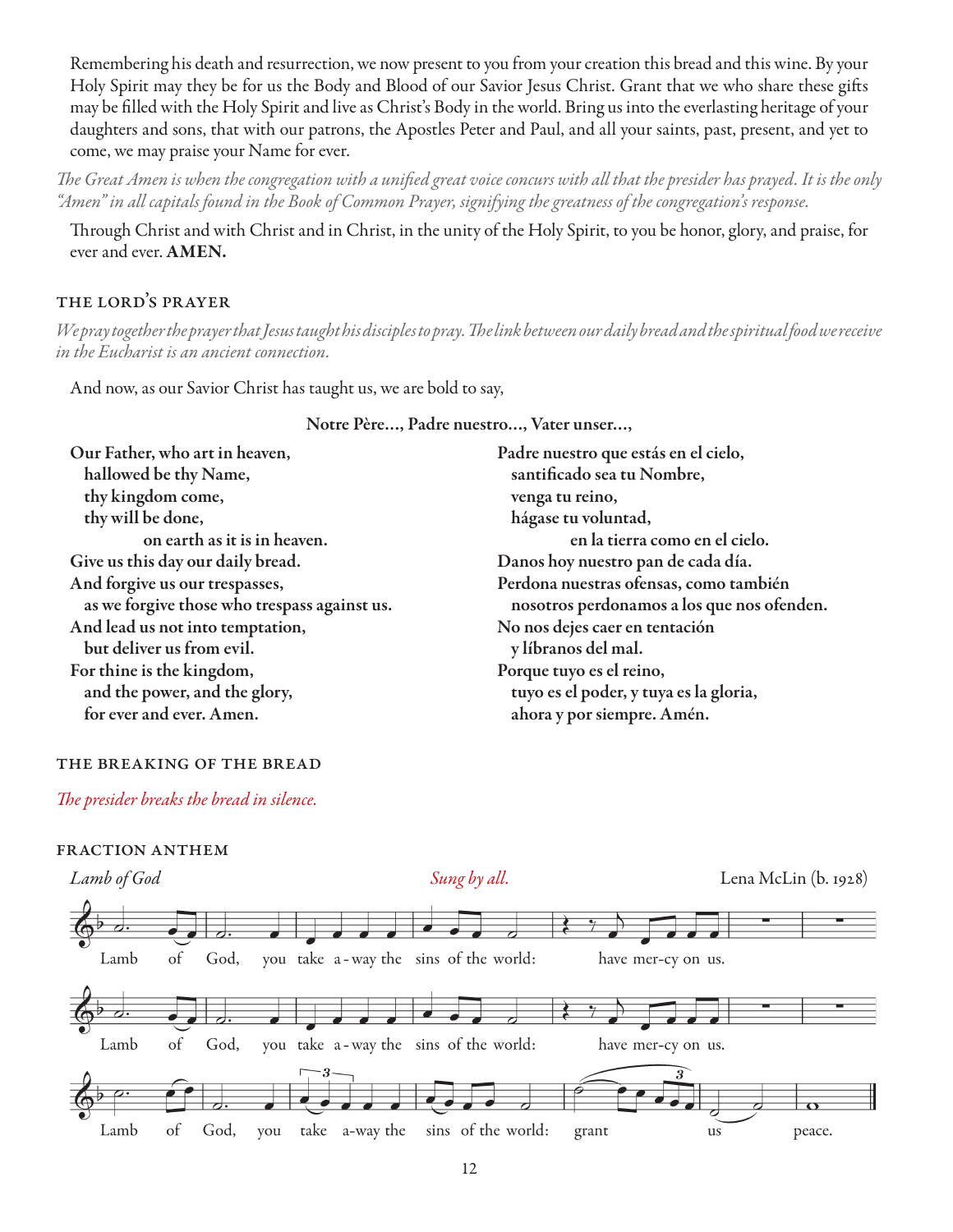Remembering his death and resurrection, we now present to you from your creation this bread and this wine. By your Holy Spirit may they be for us the Body and Blood of our Savior Jesus Christ. Grant that we who share these gifts may be filled with the Holy Spirit and live as Christ's Body in the world. Bring us into the everlasting heritage of your daughters and sons, that with our patrons, the Apostles Peter and Paul, and all your saints, past, present, and yet to come, we may praise your Name for ever.

*The Great Amen is when the congregation with a unified great voice concurs with all that the presider has prayed. It is the only "Amen" in all capitals found in the Book of Common Prayer, signifying the greatness of the congregation's response.*

Through Christ and with Christ and in Christ, in the unity of the Holy Spirit, to you be honor, glory, and praise, for ever and ever. **AMEN.**

## THE LORD'S PRAYER

*We pray together the prayer that Jesus taught his disciples to pray. The link between our daily bread and the spiritual food we receive in the Eucharist is an ancient connection.*

And now, as our Savior Christ has taught us, we are bold to say,

**Notre Père..., Padre nuestro..., Vater unser...,**

**Our Father, who art in heaven,**
**hallowed be thy Name,**
**thy kingdom come,**
**thy will be done,**
**on earth as it is in heaven.**
**Give us this day our daily bread.**
**And forgive us our trespasses,**
**as we forgive those who trespass against us.**
**And lead us not into temptation,**
**but deliver us from evil.**
**For thine is the kingdom,**
**and the power, and the glory,**
**for ever and ever. Amen.**

**Padre nuestro que estás en el cielo,**
**santificado sea tu Nombre,**
**venga tu reino,**
**hágase tu voluntad,**
**en la tierra como en el cielo.**
**Danos hoy nuestro pan de cada día.**
**Perdona nuestras ofensas, como también**
**nosotros perdonamos a los que nos ofenden.**
**No nos dejes caer en tentación**
**y líbranos del mal.**
**Porque tuyo es el reino,**
**tuyo es el poder, y tuya es la gloria,**
**ahora y por siempre. Amén.**

## THE BREAKING OF THE BREAD

*The presider breaks the bread in silence.*

## FRACTION ANTHEM

*Lamb of God* — *Sung by all.* — Lena McLin (b. 1928)

Lamb of God, you take away the sins of the world: have mercy on us.

Lamb of God, you take away the sins of the world: have mercy on us.

Lamb of God, you take away the sins of the world: grant us peace.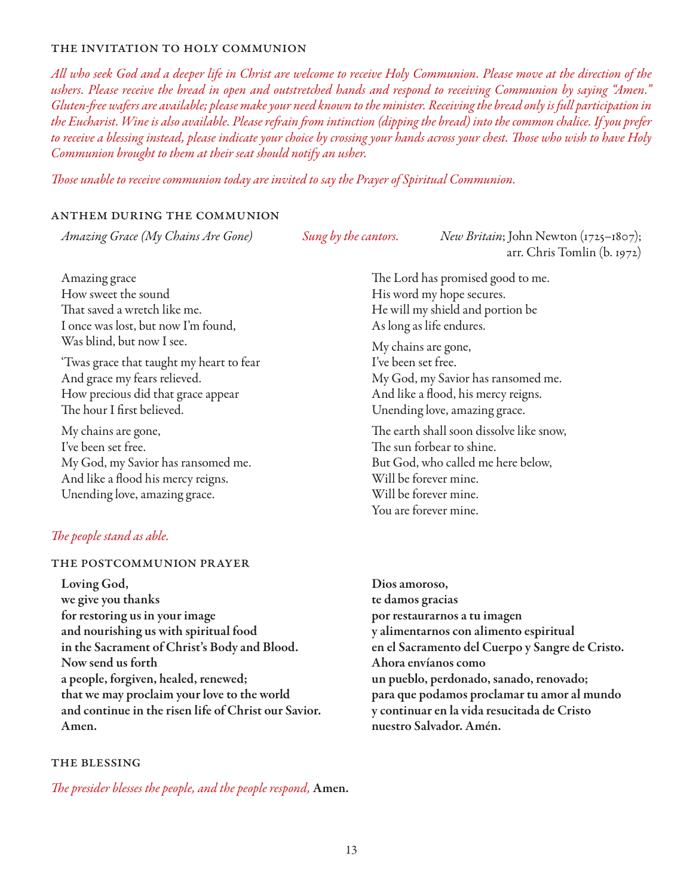### The Invitation to Holy Communion

*All who seek God and a deeper life in Christ are welcome to receive Holy Communion. Please move at the direction of the ushers. Please receive the bread in open and outstretched hands and respond to receiving Communion by saying "Amen." Gluten-free wafers are available; please make your need known to the minister. Receiving the bread only is full participation in the Eucharist. Wine is also available. Please refrain from intinction (dipping the bread) into the common chalice. If you prefer to receive a blessing instead, please indicate your choice by crossing your hands across your chest. Those who wish to have Holy Communion brought to them at their seat should notify an usher.*

*Those unable to receive communion today are invited to say the Prayer of Spiritual Communion.*

### Anthem During the Communion

*Amazing Grace (My Chains Are Gone)* — *Sung by the cantors.* — *New Britain*; John Newton (1725–1807); arr. Chris Tomlin (b. 1972)

Amazing grace
How sweet the sound
That saved a wretch like me.
I once was lost, but now I'm found,
Was blind, but now I see.

'Twas grace that taught my heart to fear
And grace my fears relieved.
How precious did that grace appear
The hour I first believed.

My chains are gone,
I've been set free.
My God, my Savior has ransomed me.
And like a flood his mercy reigns.
Unending love, amazing grace.

The Lord has promised good to me.
His word my hope secures.
He will my shield and portion be
As long as life endures.

My chains are gone,
I've been set free.
My God, my Savior has ransomed me.
And like a flood, his mercy reigns.
Unending love, amazing grace.

The earth shall soon dissolve like snow,
The sun forbear to shine.
But God, who called me here below,
Will be forever mine.
Will be forever mine.
You are forever mine.

*The people stand as able.*

### The Postcommunion Prayer

**Loving God,
we give you thanks
for restoring us in your image
and nourishing us with spiritual food
in the Sacrament of Christ's Body and Blood.
Now send us forth
a people, forgiven, healed, renewed;
that we may proclaim your love to the world
and continue in the risen life of Christ our Savior.
Amen.**

**Dios amoroso,
te damos gracias
por restaurarnos a tu imagen
y alimentarnos con alimento espiritual
en el Sacramento del Cuerpo y Sangre de Cristo.
Ahora envíanos como
un pueblo, perdonado, sanado, renovado;
para que podamos proclamar tu amor al mundo
y continuar en la vida resucitada de Cristo
nuestro Salvador. Amén.**

### The Blessing

*The presider blesses the people, and the people respond,* **Amen.**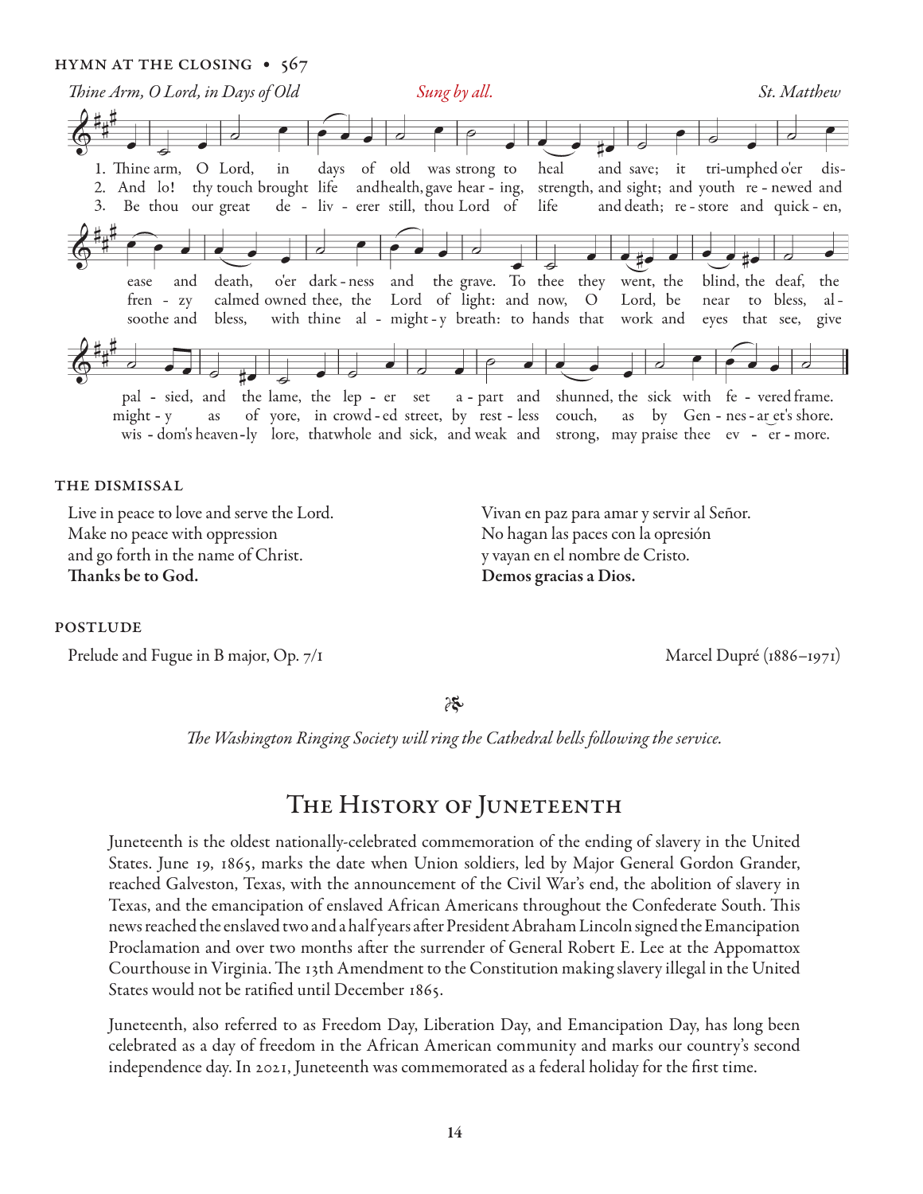## HYMN AT THE CLOSING • 567

*Thine Arm, O Lord, in Days of Old* *Sung by all.* *St. Matthew*

1. Thine arm, O Lord, in days of old was strong to heal and save; it tri-umphed o'er dis-ease and death, o'er dark-ness and the grave. To thee they went, the blind, the deaf, the pal-sied, and the lame, the lep-er set a-part and shunned, the sick with fe-vered frame.

2. And lo! thy touch brought life and health, gave hear-ing, strength, and sight; and youth re-newed and fren-zy calmed owned thee, the Lord of light: and now, O Lord, be near to bless, al-might-y as of yore, in crowd-ed street, by rest-less couch, as by Gen-nes-ar-et's shore.

3. Be thou our great de-liv-erer still, thou Lord of life and death; re-store and quick-en, soothe and bless, with thine al-might-y breath: to hands that work and eyes that see, give wis-dom's heaven-ly lore, that whole and sick, and weak and strong, may praise thee ev-er-more.

## THE DISMISSAL

Live in peace to love and serve the Lord.
Make no peace with oppression
and go forth in the name of Christ.
**Thanks be to God.**

Vivan en paz para amar y servir al Señor.
No hagan las paces con la opresión
y vayan en el nombre de Cristo.
**Demos gracias a Dios.**

## POSTLUDE

Prelude and Fugue in B major, Op. 7/1 — Marcel Dupré (1886–1971)

*The Washington Ringing Society will ring the Cathedral bells following the service.*

# The History of Juneteenth

Juneteenth is the oldest nationally-celebrated commemoration of the ending of slavery in the United States. June 19, 1865, marks the date when Union soldiers, led by Major General Gordon Grander, reached Galveston, Texas, with the announcement of the Civil War's end, the abolition of slavery in Texas, and the emancipation of enslaved African Americans throughout the Confederate South. This news reached the enslaved two and a half years after President Abraham Lincoln signed the Emancipation Proclamation and over two months after the surrender of General Robert E. Lee at the Appomattox Courthouse in Virginia. The 13th Amendment to the Constitution making slavery illegal in the United States would not be ratified until December 1865.

Juneteenth, also referred to as Freedom Day, Liberation Day, and Emancipation Day, has long been celebrated as a day of freedom in the African American community and marks our country's second independence day. In 2021, Juneteenth was commemorated as a federal holiday for the first time.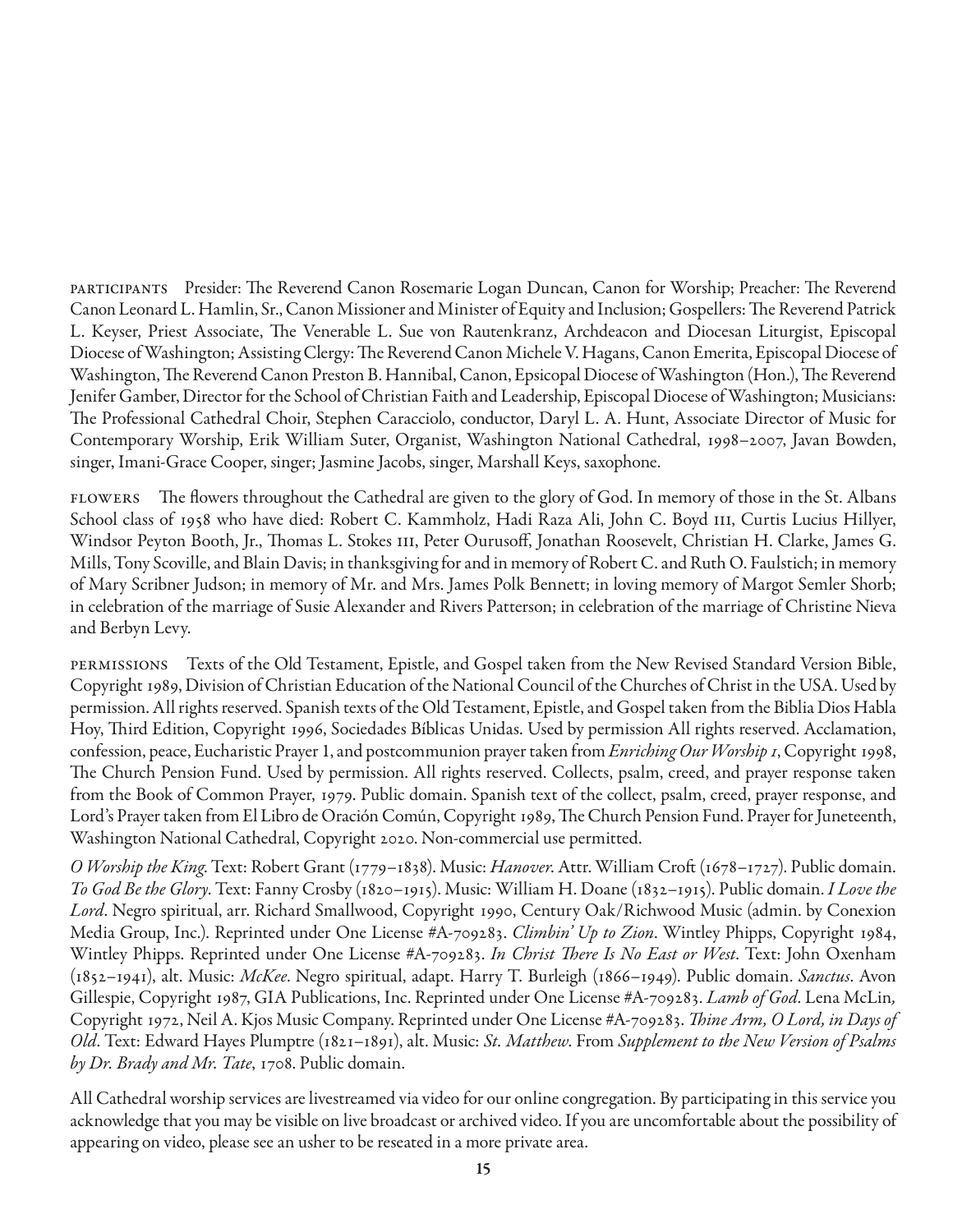PARTICIPANTS Presider: The Reverend Canon Rosemarie Logan Duncan, Canon for Worship; Preacher: The Reverend Canon Leonard L. Hamlin, Sr., Canon Missioner and Minister of Equity and Inclusion; Gospellers: The Reverend Patrick L. Keyser, Priest Associate, The Venerable L. Sue von Rautenkranz, Archdeacon and Diocesan Liturgist, Episcopal Diocese of Washington; Assisting Clergy: The Reverend Canon Michele V. Hagans, Canon Emerita, Episcopal Diocese of Washington, The Reverend Canon Preston B. Hannibal, Canon, Epsicopal Diocese of Washington (Hon.), The Reverend Jenifer Gamber, Director for the School of Christian Faith and Leadership, Episcopal Diocese of Washington; Musicians: The Professional Cathedral Choir, Stephen Caracciolo, conductor, Daryl L. A. Hunt, Associate Director of Music for Contemporary Worship, Erik William Suter, Organist, Washington National Cathedral, 1998–2007, Javan Bowden, singer, Imani-Grace Cooper, singer; Jasmine Jacobs, singer, Marshall Keys, saxophone.

FLOWERS The flowers throughout the Cathedral are given to the glory of God. In memory of those in the St. Albans School class of 1958 who have died: Robert C. Kammholz, Hadi Raza Ali, John C. Boyd III, Curtis Lucius Hillyer, Windsor Peyton Booth, Jr., Thomas L. Stokes III, Peter Ourusoff, Jonathan Roosevelt, Christian H. Clarke, James G. Mills, Tony Scoville, and Blain Davis; in thanksgiving for and in memory of Robert C. and Ruth O. Faulstich; in memory of Mary Scribner Judson; in memory of Mr. and Mrs. James Polk Bennett; in loving memory of Margot Semler Shorb; in celebration of the marriage of Susie Alexander and Rivers Patterson; in celebration of the marriage of Christine Nieva and Berbyn Levy.

PERMISSIONS Texts of the Old Testament, Epistle, and Gospel taken from the New Revised Standard Version Bible, Copyright 1989, Division of Christian Education of the National Council of the Churches of Christ in the USA. Used by permission. All rights reserved. Spanish texts of the Old Testament, Epistle, and Gospel taken from the Biblia Dios Habla Hoy, Third Edition, Copyright 1996, Sociedades Bíblicas Unidas. Used by permission All rights reserved. Acclamation, confession, peace, Eucharistic Prayer 1, and postcommunion prayer taken from *Enriching Our Worship 1*, Copyright 1998, The Church Pension Fund. Used by permission. All rights reserved. Collects, psalm, creed, and prayer response taken from the Book of Common Prayer, 1979. Public domain. Spanish text of the collect, psalm, creed, prayer response, and Lord's Prayer taken from El Libro de Oración Común, Copyright 1989, The Church Pension Fund. Prayer for Juneteenth, Washington National Cathedral, Copyright 2020. Non-commercial use permitted.

*O Worship the King*. Text: Robert Grant (1779–1838). Music: *Hanover*. Attr. William Croft (1678–1727). Public domain. *To God Be the Glory*. Text: Fanny Crosby (1820–1915). Music: William H. Doane (1832–1915). Public domain. *I Love the Lord*. Negro spiritual, arr. Richard Smallwood, Copyright 1990, Century Oak/Richwood Music (admin. by Conexion Media Group, Inc.). Reprinted under One License #A-709283. *Climbin' Up to Zion*. Wintley Phipps, Copyright 1984, Wintley Phipps. Reprinted under One License #A-709283. *In Christ There Is No East or West*. Text: John Oxenham (1852–1941), alt. Music: *McKee*. Negro spiritual, adapt. Harry T. Burleigh (1866–1949). Public domain. *Sanctus*. Avon Gillespie, Copyright 1987, GIA Publications, Inc. Reprinted under One License #A-709283. *Lamb of God*. Lena McLin, Copyright 1972, Neil A. Kjos Music Company. Reprinted under One License #A-709283. *Thine Arm, O Lord, in Days of Old*. Text: Edward Hayes Plumptre (1821–1891), alt. Music: *St. Matthew*. From *Supplement to the New Version of Psalms by Dr. Brady and Mr. Tate*, 1708. Public domain.

All Cathedral worship services are livestreamed via video for our online congregation. By participating in this service you acknowledge that you may be visible on live broadcast or archived video. If you are uncomfortable about the possibility of appearing on video, please see an usher to be reseated in a more private area.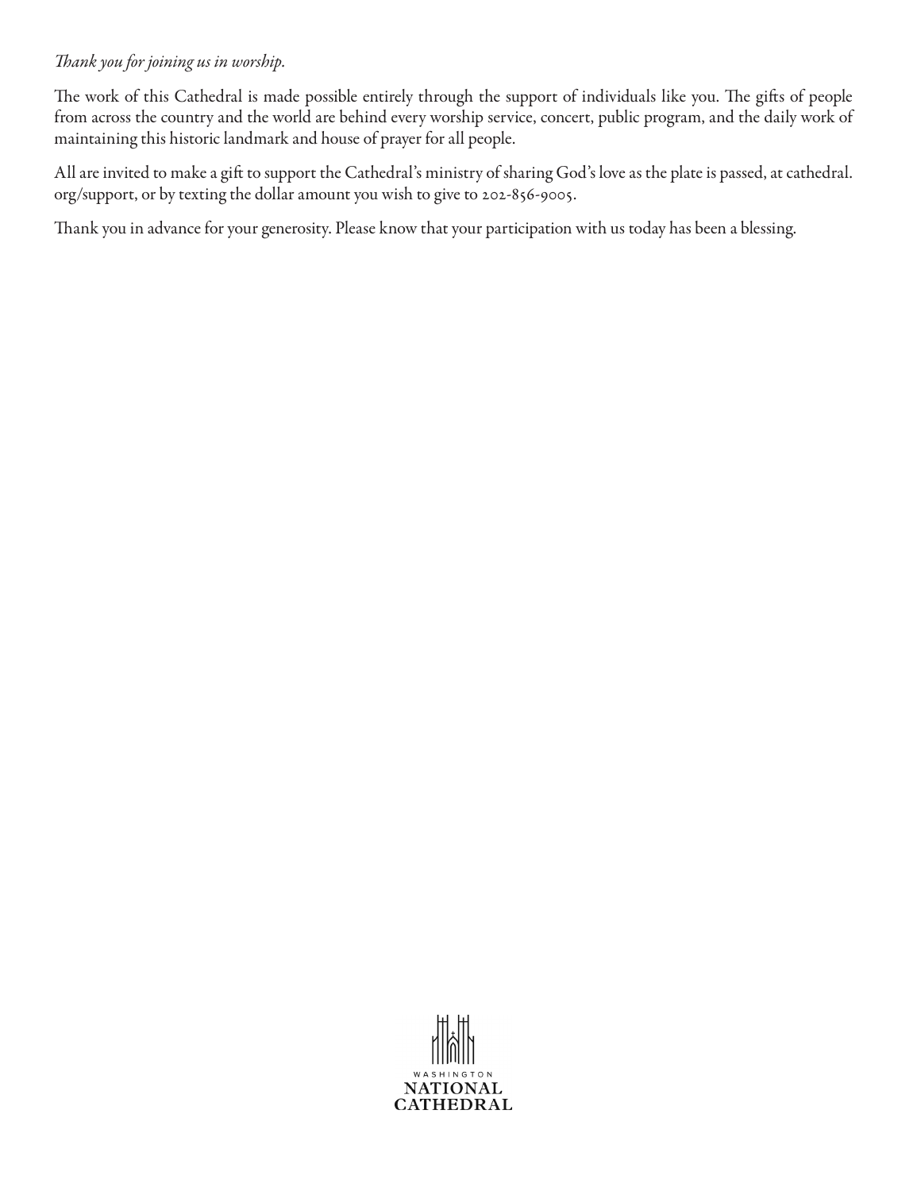*Thank you for joining us in worship.*

The work of this Cathedral is made possible entirely through the support of individuals like you. The gifts of people from across the country and the world are behind every worship service, concert, public program, and the daily work of maintaining this historic landmark and house of prayer for all people.

All are invited to make a gift to support the Cathedral's ministry of sharing God's love as the plate is passed, at cathedral.org/support, or by texting the dollar amount you wish to give to 202-856-9005.

Thank you in advance for your generosity. Please know that your participation with us today has been a blessing.

WASHINGTON
NATIONAL
CATHEDRAL